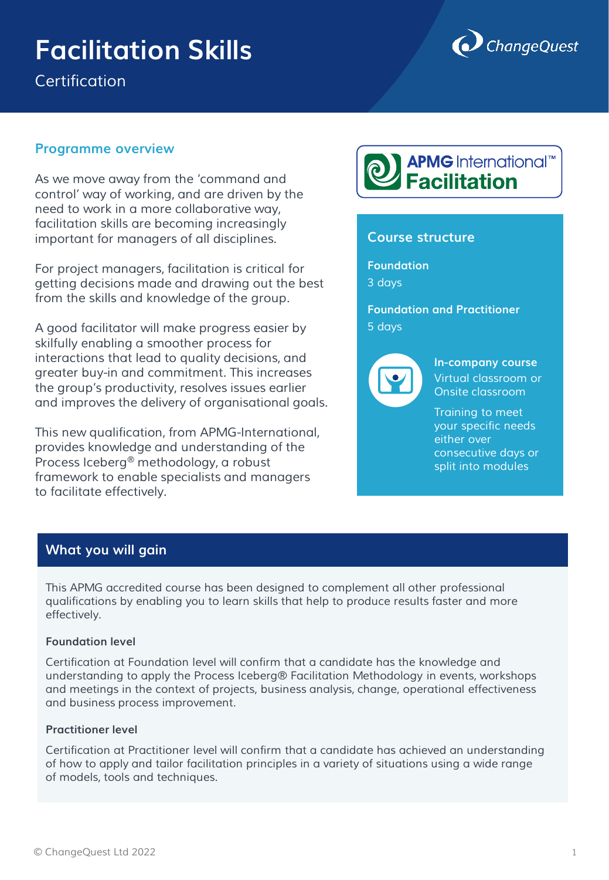# Facilitation Skills

Certification

## Programme overview

As we move away from the 'command and control' way of working, and are driven by the need to work in a more collaborative way, facilitation skills are becoming increasingly important for managers of all disciplines.

For project managers, facilitation is critical for getting decisions made and drawing out the best from the skills and knowledge of the group.

A good facilitator will make progress easier by skilfully enabling a smoother process for interactions that lead to quality decisions, and greater buy-in and commitment. This increases the group's productivity, resolves issues earlier and improves the delivery of organisational goals.

This new qualification, from APMG-International, provides knowledge and understanding of the Process Iceberg® methodology, a robust framework to enable specialists and managers to facilitate effectively.

APMG International™ Facilitation

## Course structure

**Foundation**
3 days

**Foundation and Practitioner**
5 days

**In-company course**
Virtual classroom or Onsite classroom

Training to meet your specific needs either over consecutive days or split into modules

## What you will gain

This APMG accredited course has been designed to complement all other professional qualifications by enabling you to learn skills that help to produce results faster and more effectively.

### Foundation level

Certification at Foundation level will confirm that a candidate has the knowledge and understanding to apply the Process Iceberg® Facilitation Methodology in events, workshops and meetings in the context of projects, business analysis, change, operational effectiveness and business process improvement.

### Practitioner level

Certification at Practitioner level will confirm that a candidate has achieved an understanding of how to apply and tailor facilitation principles in a variety of situations using a wide range of models, tools and techniques.

© ChangeQuest Ltd 2022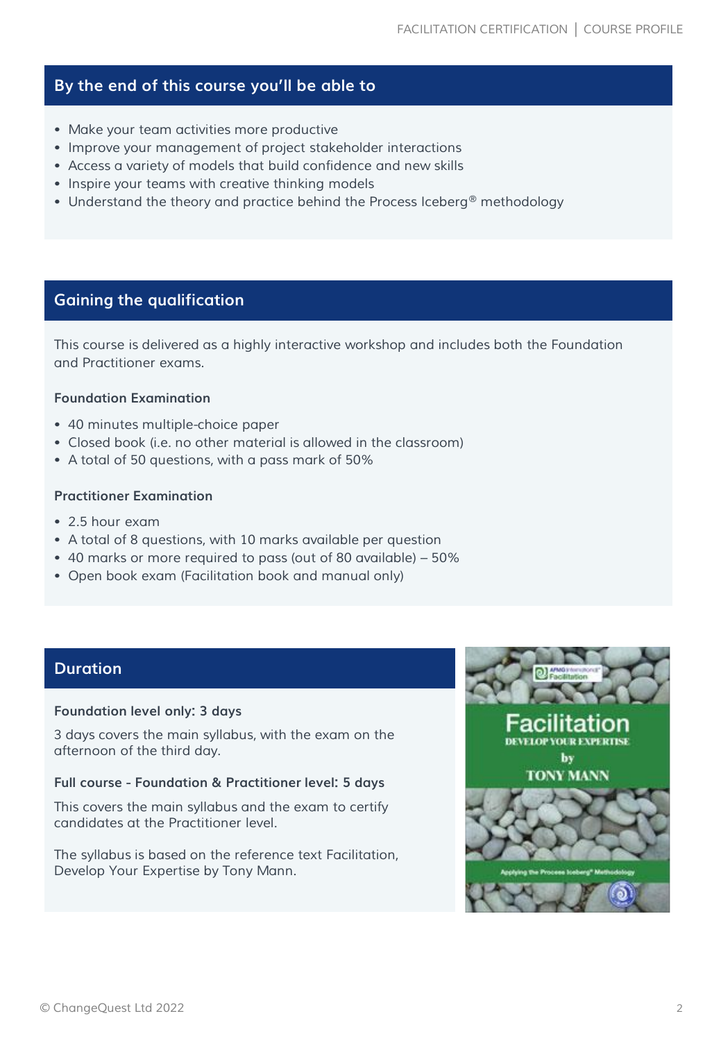## By the end of this course you'll be able to

- Make your team activities more productive
- Improve your management of project stakeholder interactions
- Access a variety of models that build confidence and new skills
- Inspire your teams with creative thinking models
- Understand the theory and practice behind the Process Iceberg® methodology

## Gaining the qualification

This course is delivered as a highly interactive workshop and includes both the Foundation and Practitioner exams.

### Foundation Examination

- 40 minutes multiple-choice paper
- Closed book (i.e. no other material is allowed in the classroom)
- A total of 50 questions, with a pass mark of 50%

### Practitioner Examination

- 2.5 hour exam
- A total of 8 questions, with 10 marks available per question
- 40 marks or more required to pass (out of 80 available) – 50%
- Open book exam (Facilitation book and manual only)

## Duration

### Foundation level only: 3 days

3 days covers the main syllabus, with the exam on the afternoon of the third day.

### Full course - Foundation & Practitioner level: 5 days

This covers the main syllabus and the exam to certify candidates at the Practitioner level.

The syllabus is based on the reference text Facilitation, Develop Your Expertise by Tony Mann.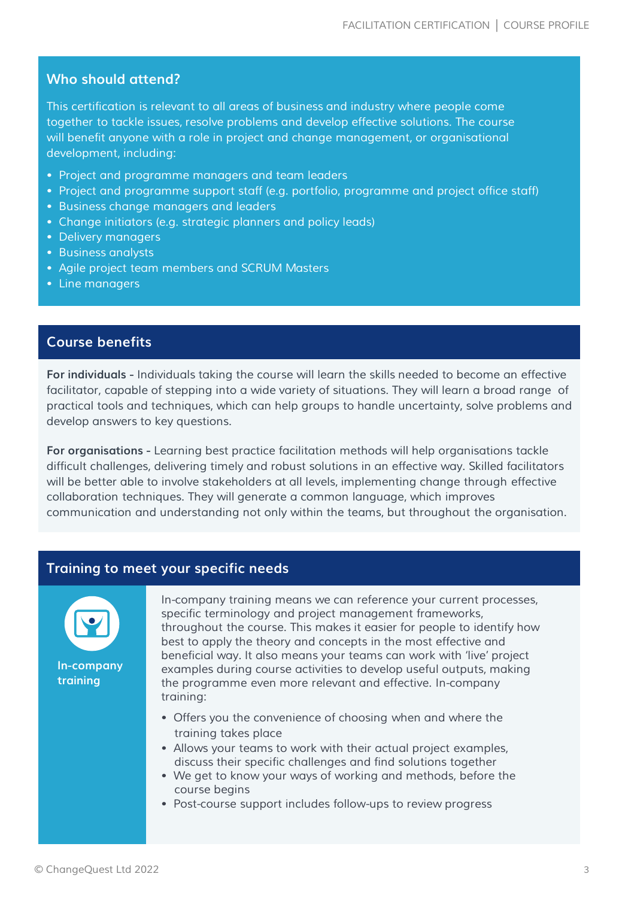## Who should attend?

This certification is relevant to all areas of business and industry where people come together to tackle issues, resolve problems and develop effective solutions. The course will benefit anyone with a role in project and change management, or organisational development, including:

- Project and programme managers and team leaders
- Project and programme support staff (e.g. portfolio, programme and project office staff)
- Business change managers and leaders
- Change initiators (e.g. strategic planners and policy leads)
- Delivery managers
- Business analysts
- Agile project team members and SCRUM Masters
- Line managers

## Course benefits

**For individuals -** Individuals taking the course will learn the skills needed to become an effective facilitator, capable of stepping into a wide variety of situations. They will learn a broad range of practical tools and techniques, which can help groups to handle uncertainty, solve problems and develop answers to key questions.

**For organisations -** Learning best practice facilitation methods will help organisations tackle difficult challenges, delivering timely and robust solutions in an effective way. Skilled facilitators will be better able to involve stakeholders at all levels, implementing change through effective collaboration techniques. They will generate a common language, which improves communication and understanding not only within the teams, but throughout the organisation.

## Training to meet your specific needs

**In-company training**

In-company training means we can reference your current processes, specific terminology and project management frameworks, throughout the course. This makes it easier for people to identify how best to apply the theory and concepts in the most effective and beneficial way. It also means your teams can work with 'live' project examples during course activities to develop useful outputs, making the programme even more relevant and effective. In-company training:

- Offers you the convenience of choosing when and where the training takes place
- Allows your teams to work with their actual project examples, discuss their specific challenges and find solutions together
- We get to know your ways of working and methods, before the course begins
- Post-course support includes follow-ups to review progress

© ChangeQuest Ltd 2022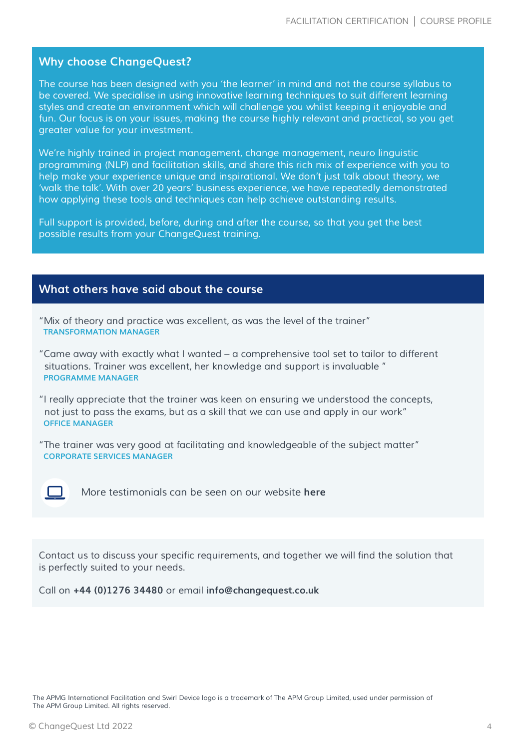## Why choose ChangeQuest?

The course has been designed with you 'the learner' in mind and not the course syllabus to be covered. We specialise in using innovative learning techniques to suit different learning styles and create an environment which will challenge you whilst keeping it enjoyable and fun. Our focus is on your issues, making the course highly relevant and practical, so you get greater value for your investment.

We're highly trained in project management, change management, neuro linguistic programming (NLP) and facilitation skills, and share this rich mix of experience with you to help make your experience unique and inspirational. We don't just talk about theory, we 'walk the talk'. With over 20 years' business experience, we have repeatedly demonstrated how applying these tools and techniques can help achieve outstanding results.

Full support is provided, before, during and after the course, so that you get the best possible results from your ChangeQuest training.

## What others have said about the course

"Mix of theory and practice was excellent, as was the level of the trainer"
**TRANSFORMATION MANAGER**

"Came away with exactly what I wanted – a comprehensive tool set to tailor to different situations. Trainer was excellent, her knowledge and support is invaluable "
**PROGRAMME MANAGER**

"I really appreciate that the trainer was keen on ensuring we understood the concepts, not just to pass the exams, but as a skill that we can use and apply in our work"
**OFFICE MANAGER**

"The trainer was very good at facilitating and knowledgeable of the subject matter"
**CORPORATE SERVICES MANAGER**

More testimonials can be seen on our website **here**

Contact us to discuss your specific requirements, and together we will find the solution that is perfectly suited to your needs.

Call on **+44 (0)1276 34480** or email **info@changequest.co.uk**

The APMG International Facilitation and Swirl Device logo is a trademark of The APM Group Limited, used under permission of The APM Group Limited. All rights reserved.

© ChangeQuest Ltd 2022